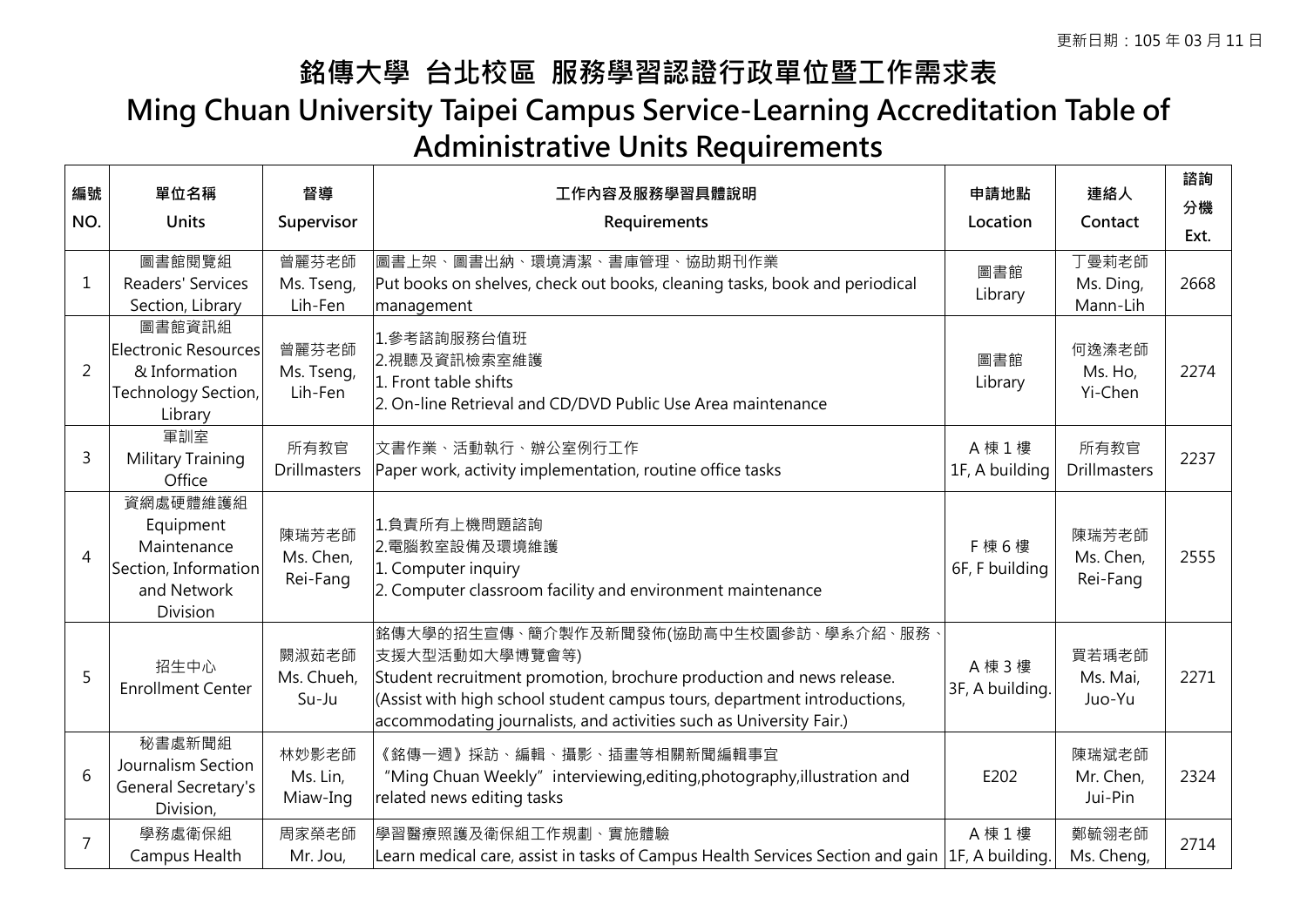更新日期：105 年 03 月 11 日

# 銘傳大學 台北校區 服務學習認證行政單位暨工作需求表

# Ming Chuan University Taipei Campus Service-Learning Accreditation Table of Administrative Units Requirements

| 編號 NO. | 單位名稱 Units | 督導 Supervisor | 工作內容及服務學習具體說明 Requirements | 申請地點 Location | 連絡人 Contact | 諮詢分機 Ext. |
|---|---|---|---|---|---|---|
| 1 | 圖書館閱覽組 Readers' Services Section, Library | 曾麗芬老師 Ms. Tseng, Lih-Fen | 圖書上架、圖書出納、環境清潔、書庫管理、協助期刊作業 Put books on shelves, check out books, cleaning tasks, book and periodical management | 圖書館 Library | 丁曼莉老師 Ms. Ding, Mann-Lih | 2668 |
| 2 | 圖書館資訊組 Electronic Resources & Information Technology Section, Library | 曾麗芬老師 Ms. Tseng, Lih-Fen | 1.參考諮詢服務台值班<br>2.視聽及資訊檢索室維護<br>1. Front table shifts<br>2. On-line Retrieval and CD/DVD Public Use Area maintenance | 圖書館 Library | 何逸溱老師 Ms. Ho, Yi-Chen | 2274 |
| 3 | 軍訓室 Military Training Office | 所有教官 Drillmasters | 文書作業、活動執行、辦公室例行工作 Paper work, activity implementation, routine office tasks | A 棟 1 樓 1F, A building | 所有教官 Drillmasters | 2237 |
| 4 | 資網處硬體維護組 Equipment Maintenance Section, Information and Network Division | 陳瑞芳老師 Ms. Chen, Rei-Fang | 1.負責所有上機問題諮詢<br>2.電腦教室設備及環境維護<br>1. Computer inquiry<br>2. Computer classroom facility and environment maintenance | F 棟 6 樓 6F, F building | 陳瑞芳老師 Ms. Chen, Rei-Fang | 2555 |
| 5 | 招生中心 Enrollment Center | 闕淑茹老師 Ms. Chueh, Su-Ju | 銘傳大學的招生宣傳、簡介製作及新聞發佈(協助高中生校園參訪、學系介紹、服務、支援大型活動如大學博覽會等)<br>Student recruitment promotion, brochure production and news release. (Assist with high school student campus tours, department introductions, accommodating journalists, and activities such as University Fair.) | A 棟 3 樓 3F, A building. | 買若瑀老師 Ms. Mai, Juo-Yu | 2271 |
| 6 | 秘書處新聞組 Journalism Section General Secretary's Division, | 林妙影老師 Ms. Lin, Miaw-Ing | 《銘傳一週》採訪、編輯、攝影、插畫等相關新聞編輯事宜<br>"Ming Chuan Weekly" interviewing,editing,photography,illustration and related news editing tasks | E202 | 陳瑞斌老師 Mr. Chen, Jui-Pin | 2324 |
| 7 | 學務處衛保組 Campus Health | 周家榮老師 Mr. Jou, | 學習醫療照護及衛保組工作規劃、實施體驗 Learn medical care, assist in tasks of Campus Health Services Section and gain | A 棟 1 樓 1F, A building. | 鄭毓翎老師 Ms. Cheng, | 2714 |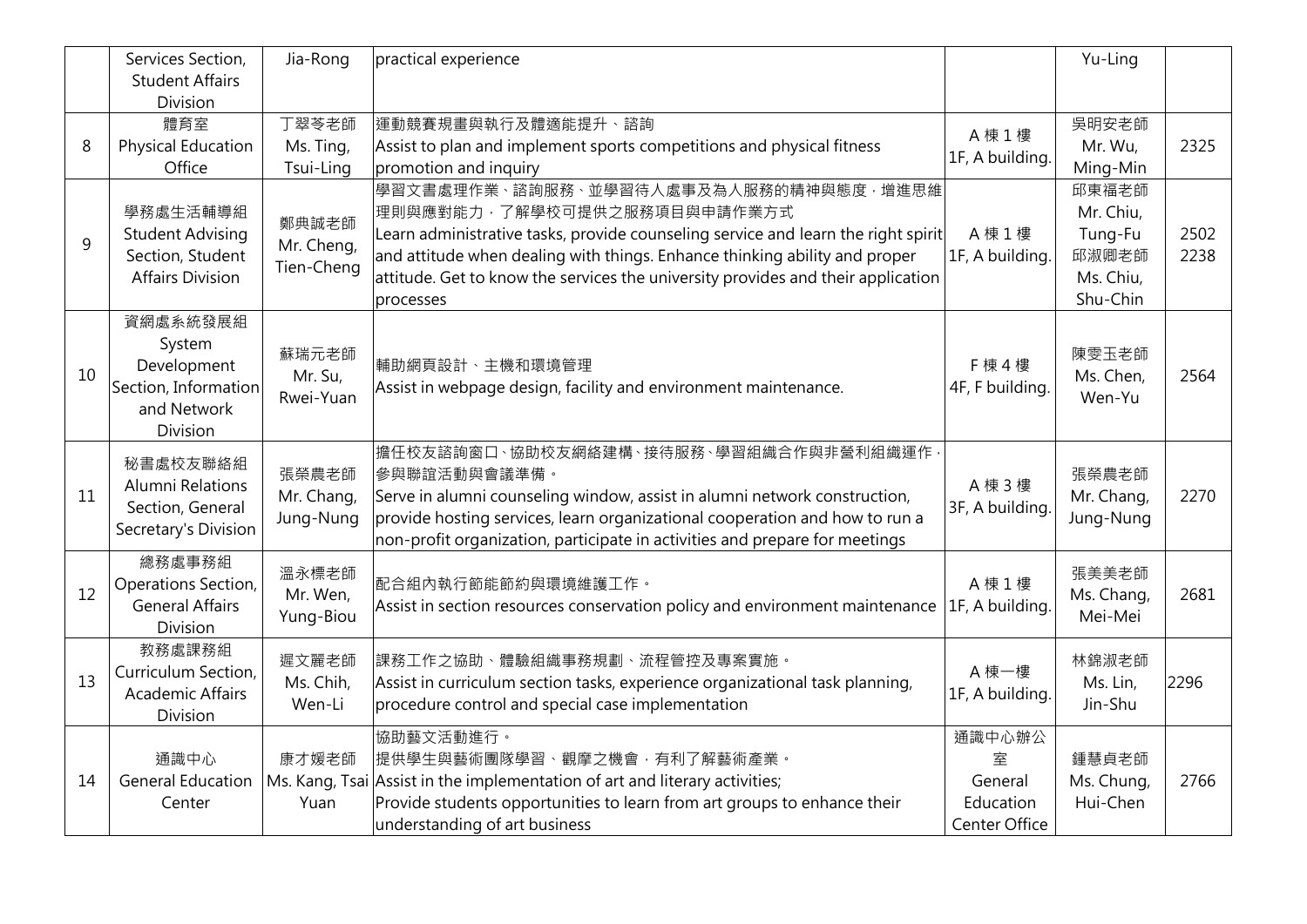| | Services Section, Student Affairs Division | Jia-Rong | practical experience | | Yu-Ling | |
|---|---|---|---|---|---|---|
| 8 | 體育室<br>Physical Education Office | 丁翠苓老師<br>Ms. Ting, Tsui-Ling | 運動競賽規畫與執行及體適能提升、諮詢<br>Assist to plan and implement sports competitions and physical fitness promotion and inquiry | A 棟 1 樓<br>1F, A building. | 吳明安老師<br>Mr. Wu, Ming-Min | 2325 |
| 9 | 學務處生活輔導組<br>Student Advising Section, Student Affairs Division | 鄭典誠老師<br>Mr. Cheng, Tien-Cheng | 學習文書處理作業、諮詢服務、並學習待人處事及為人服務的精神與態度，增進思維理則與應對能力，了解學校可提供之服務項目與申請作業方式<br>Learn administrative tasks, provide counseling service and learn the right spirit and attitude when dealing with things. Enhance thinking ability and proper attitude. Get to know the services the university provides and their application processes | A 棟 1 樓<br>1F, A building. | 邱東福老師<br>Mr. Chiu, Tung-Fu<br>邱淑卿老師<br>Ms. Chiu, Shu-Chin | 2502<br>2238 |
| 10 | 資網處系統發展組<br>System Development Section, Information and Network Division | 蘇瑞元老師<br>Mr. Su, Rwei-Yuan | 輔助網頁設計、主機和環境管理<br>Assist in webpage design, facility and environment maintenance. | F 棟 4 樓<br>4F, F building. | 陳雯玉老師<br>Ms. Chen, Wen-Yu | 2564 |
| 11 | 秘書處校友聯絡組<br>Alumni Relations Section, General Secretary's Division | 張榮農老師<br>Mr. Chang, Jung-Nung | 擔任校友諮詢窗口、協助校友網絡建構、接待服務、學習組織合作與非營利組織運作，參與聯誼活動與會議準備。<br>Serve in alumni counseling window, assist in alumni network construction, provide hosting services, learn organizational cooperation and how to run a non-profit organization, participate in activities and prepare for meetings | A 棟 3 樓<br>3F, A building. | 張榮農老師<br>Mr. Chang, Jung-Nung | 2270 |
| 12 | 總務處事務組<br>Operations Section, General Affairs Division | 溫永標老師<br>Mr. Wen, Yung-Biou | 配合組內執行節能節約與環境維護工作。<br>Assist in section resources conservation policy and environment maintenance | A 棟 1 樓<br>1F, A building. | 張美美老師<br>Ms. Chang, Mei-Mei | 2681 |
| 13 | 教務處課務組<br>Curriculum Section, Academic Affairs Division | 遲文麗老師<br>Ms. Chih, Wen-Li | 課務工作之協助、體驗組織事務規劃、流程管控及專案實施。<br>Assist in curriculum section tasks, experience organizational task planning, procedure control and special case implementation | A 棟一樓<br>1F, A building. | 林錦淑老師<br>Ms. Lin, Jin-Shu | 2296 |
| 14 | 通識中心<br>General Education Center | 康才媛老師<br>Ms. Kang, Tsai Yuan | 協助藝文活動進行。<br>提供學生與藝術團隊學習、觀摩之機會，有利了解藝術產業。<br>Assist in the implementation of art and literary activities;<br>Provide students opportunities to learn from art groups to enhance their understanding of art business | 通識中心辦公室<br>General Education Center Office | 鍾慧貞老師<br>Ms. Chung, Hui-Chen | 2766 |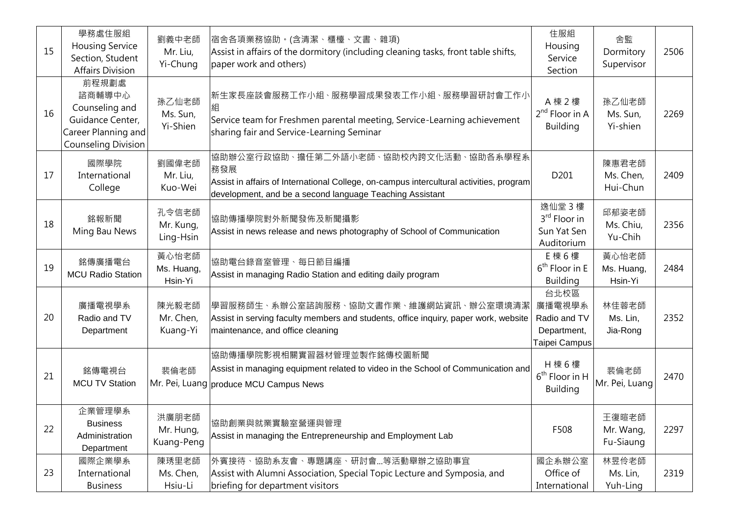| 15 | 學務處住服組<br>Housing Service Section, Student Affairs Division | 劉義中老師<br>Mr. Liu, Yi-Chung | 宿舍各項業務協助。(含清潔、櫃檯、文書、雜項)<br>Assist in affairs of the dormitory (including cleaning tasks, front table shifts, paper work and others) | 住服組<br>Housing Service Section | 舍監<br>Dormitory Supervisor | 2506 |
|---|---|---|---|---|---|---|
| 16 | 前程規劃處<br>諮商輔導中心<br>Counseling and Guidance Center, Career Planning and Counseling Division | 孫乙仙老師<br>Ms. Sun, Yi-Shien | 新生家長座談會服務工作小組、服務學習成果發表工作小組、服務學習研討會工作小組<br>Service team for Freshmen parental meeting, Service-Learning achievement sharing fair and Service-Learning Seminar | A 棟 2 樓<br>2nd Floor in A Building | 孫乙仙老師<br>Ms. Sun, Yi-shien | 2269 |
| 17 | 國際學院<br>International College | 劉國偉老師<br>Mr. Liu, Kuo-Wei | 協助辦公室行政協助、擔任第二外語小老師、協助校內跨文化活動、協助各系學程系務發展<br>Assist in affairs of International College, on-campus intercultural activities, program development, and be a second language Teaching Assistant | D201 | 陳惠君老師<br>Ms. Chen, Hui-Chun | 2409 |
| 18 | 銘報新聞<br>Ming Bau News | 孔令信老師<br>Mr. Kung, Ling-Hsin | 協助傳播學院對外新聞發佈及新聞攝影<br>Assist in news release and news photography of School of Communication | 逸仙堂 3 樓<br>3rd Floor in Sun Yat Sen Auditorium | 邱郁姿老師<br>Ms. Chiu, Yu-Chih | 2356 |
| 19 | 銘傳廣播電台<br>MCU Radio Station | 黃心怡老師<br>Ms. Huang, Hsin-Yi | 協助電台錄音室管理、每日節目編播<br>Assist in managing Radio Station and editing daily program | E 棟 6 樓<br>6th Floor in E Building | 黃心怡老師<br>Ms. Huang, Hsin-Yi | 2484 |
| 20 | 廣播電視學系<br>Radio and TV Department | 陳光毅老師<br>Mr. Chen, Kuang-Yi | 學習服務師生、系辦公室諮詢服務、協助文書作業、維護網站資訊、辦公室環境清潔<br>Assist in serving faculty members and students, office inquiry, paper work, website maintenance, and office cleaning | 台北校區<br>廣播電視學系<br>Radio and TV Department, Taipei Campus | 林佳蓉老師<br>Ms. Lin, Jia-Rong | 2352 |
| 21 | 銘傳電視台<br>MCU TV Station | 裴倫老師<br>Mr. Pei, Luang | 協助傳播學院影視相關實習器材管理並製作銘傳校園新聞<br>Assist in managing equipment related to video in the School of Communication and produce MCU Campus News | H 棟 6 樓<br>6th Floor in H Building | 裴倫老師<br>Mr. Pei, Luang | 2470 |
| 22 | 企業管理學系<br>Business Administration Department | 洪廣朋老師<br>Mr. Hung, Kuang-Peng | 協助創業與就業實驗室營運與管理<br>Assist in managing the Entrepreneurship and Employment Lab | F508 | 王復暄老師<br>Mr. Wang, Fu-Siaung | 2297 |
| 23 | 國際企業學系<br>International Business | 陳琇里老師<br>Ms. Chen, Hsiu-Li | 外賓接待、協助系友會、專題講座、研討會...等活動舉辦之協助事宜<br>Assist with Alumni Association, Special Topic Lecture and Symposia, and briefing for department visitors | 國企系辦公室<br>Office of International | 林昱伶老師<br>Ms. Lin, Yuh-Ling | 2319 |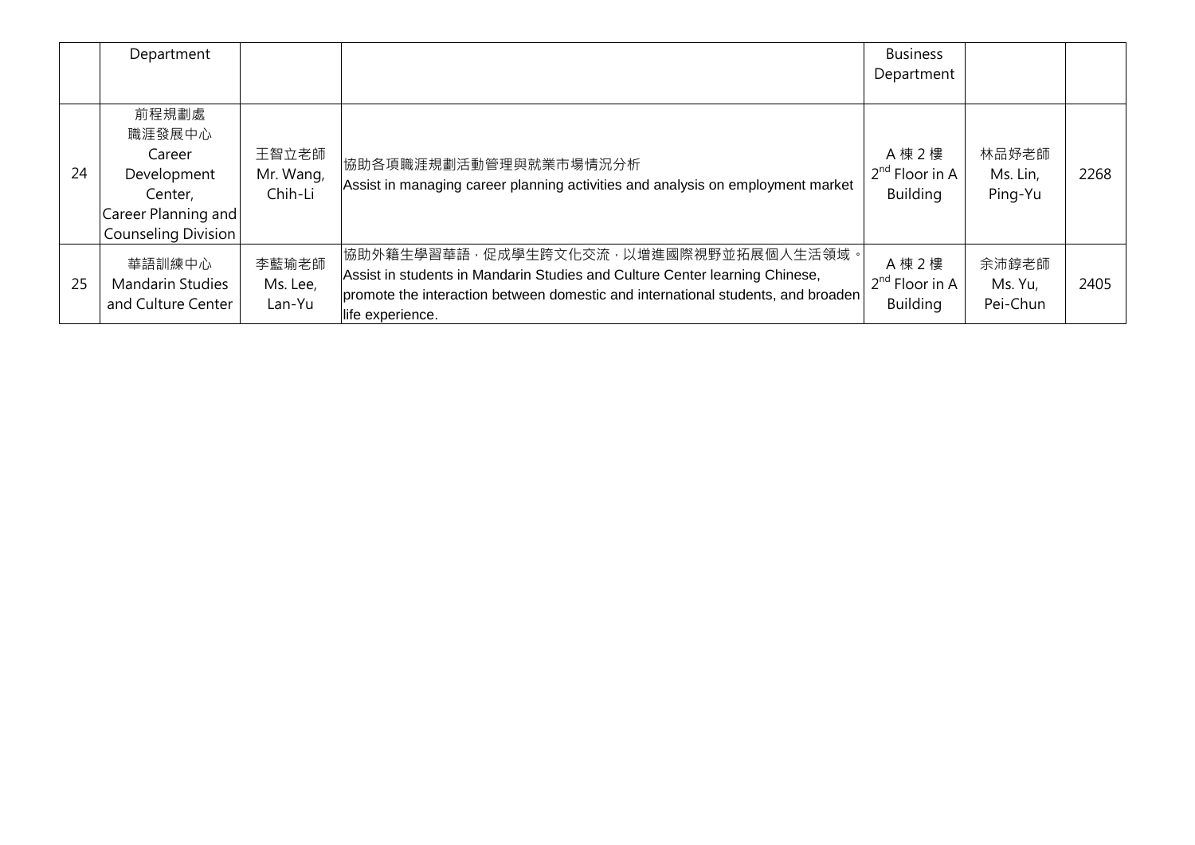| | | | | | | |
|---|---|---|---|---|---|---|
| | Department | | | Business Department | | |
| 24 | 前程規劃處<br>職涯發展中心<br>Career Development Center, Career Planning and Counseling Division | 王智立老師<br>Mr. Wang, Chih-Li | 協助各項職涯規劃活動管理與就業市場情況分析<br>Assist in managing career planning activities and analysis on employment market | A 棟 2 樓<br>2nd Floor in A Building | 林品妤老師<br>Ms. Lin, Ping-Yu | 2268 |
| 25 | 華語訓練中心<br>Mandarin Studies and Culture Center | 李藍瑜老師<br>Ms. Lee, Lan-Yu | 協助外籍生學習華語，促成學生跨文化交流，以增進國際視野並拓展個人生活領域。<br>Assist in students in Mandarin Studies and Culture Center learning Chinese, promote the interaction between domestic and international students, and broaden life experience. | A 棟 2 樓<br>2nd Floor in A Building | 余沛錞老師<br>Ms. Yu, Pei-Chun | 2405 |